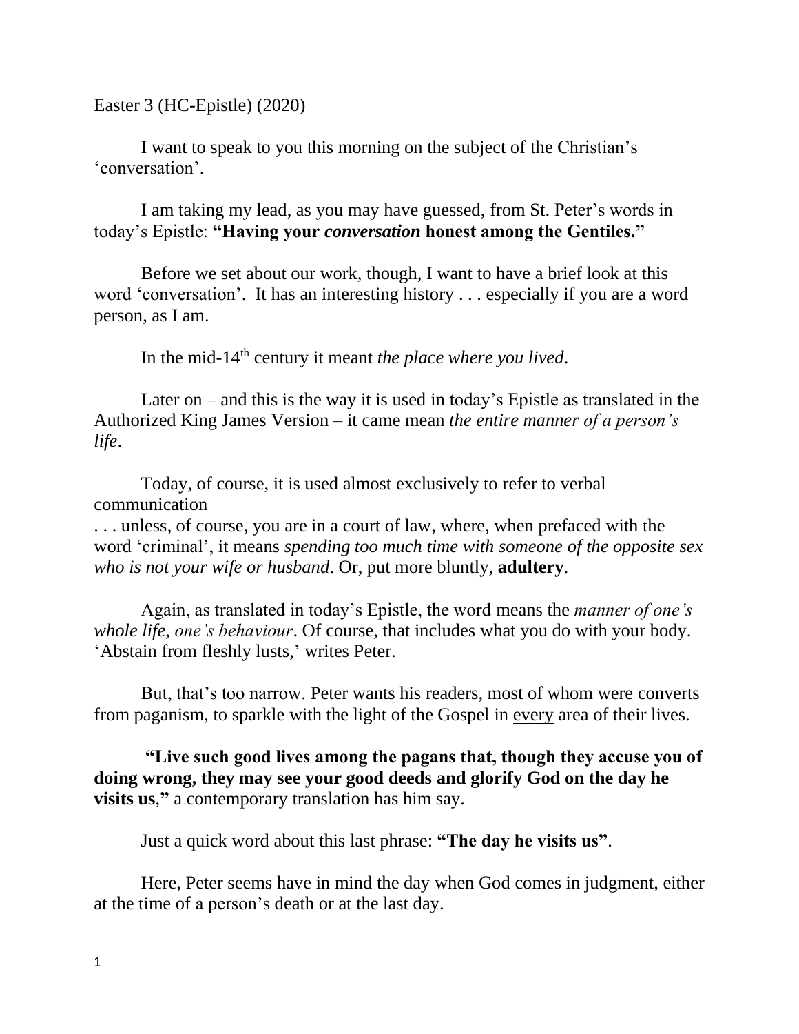Easter 3 (HC-Epistle) (2020)

I want to speak to you this morning on the subject of the Christian's 'conversation'.

I am taking my lead, as you may have guessed, from St. Peter's words in today's Epistle: **"Having your *conversation* honest among the Gentiles."**

Before we set about our work, though, I want to have a brief look at this word 'conversation'. It has an interesting history . . . especially if you are a word person, as I am.

In the mid-14th century it meant *the place where you lived*.

Later on – and this is the way it is used in today's Epistle as translated in the Authorized King James Version – it came mean *the entire manner of a person's life*.

Today, of course, it is used almost exclusively to refer to verbal communication
. . . unless, of course, you are in a court of law, where, when prefaced with the word 'criminal', it means *spending too much time with someone of the opposite sex who is not your wife or husband*. Or, put more bluntly, **adultery**.

Again, as translated in today's Epistle, the word means the *manner of one's whole life, one's behaviour*. Of course, that includes what you do with your body. 'Abstain from fleshly lusts,' writes Peter.

But, that's too narrow. Peter wants his readers, most of whom were converts from paganism, to sparkle with the light of the Gospel in <u>every</u> area of their lives.

**"Live such good lives among the pagans that, though they accuse you of doing wrong, they may see your good deeds and glorify God on the day he visits us,"** a contemporary translation has him say.

Just a quick word about this last phrase: **"The day he visits us"**.

Here, Peter seems have in mind the day when God comes in judgment, either at the time of a person's death or at the last day.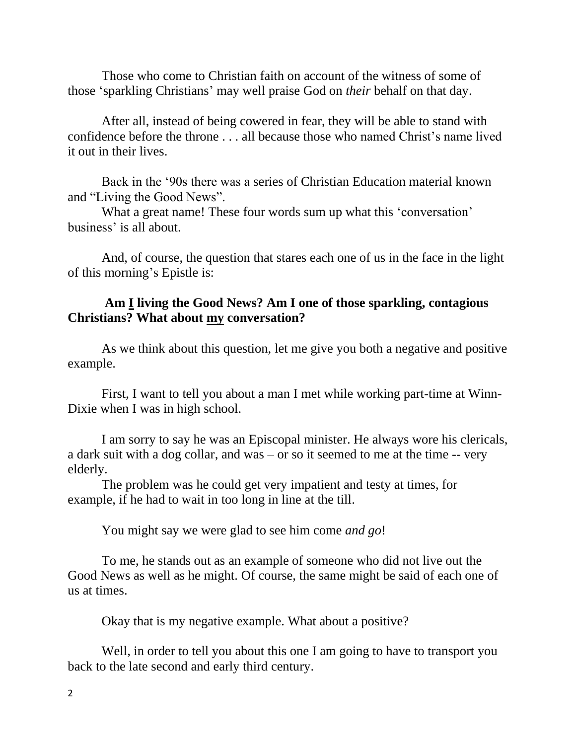Those who come to Christian faith on account of the witness of some of those 'sparkling Christians' may well praise God on *their* behalf on that day.

After all, instead of being cowered in fear, they will be able to stand with confidence before the throne . . . all because those who named Christ's name lived it out in their lives.

Back in the '90s there was a series of Christian Education material known and "Living the Good News".

What a great name! These four words sum up what this 'conversation' business' is all about.

And, of course, the question that stares each one of us in the face in the light of this morning's Epistle is:

**Am <u>I</u> living the Good News? Am I one of those sparkling, contagious Christians? What about <u>my</u> conversation?**

As we think about this question, let me give you both a negative and positive example.

First, I want to tell you about a man I met while working part-time at Winn-Dixie when I was in high school.

I am sorry to say he was an Episcopal minister. He always wore his clericals, a dark suit with a dog collar, and was – or so it seemed to me at the time -- very elderly.

The problem was he could get very impatient and testy at times, for example, if he had to wait in too long in line at the till.

You might say we were glad to see him come *and go*!

To me, he stands out as an example of someone who did not live out the Good News as well as he might. Of course, the same might be said of each one of us at times.

Okay that is my negative example. What about a positive?

Well, in order to tell you about this one I am going to have to transport you back to the late second and early third century.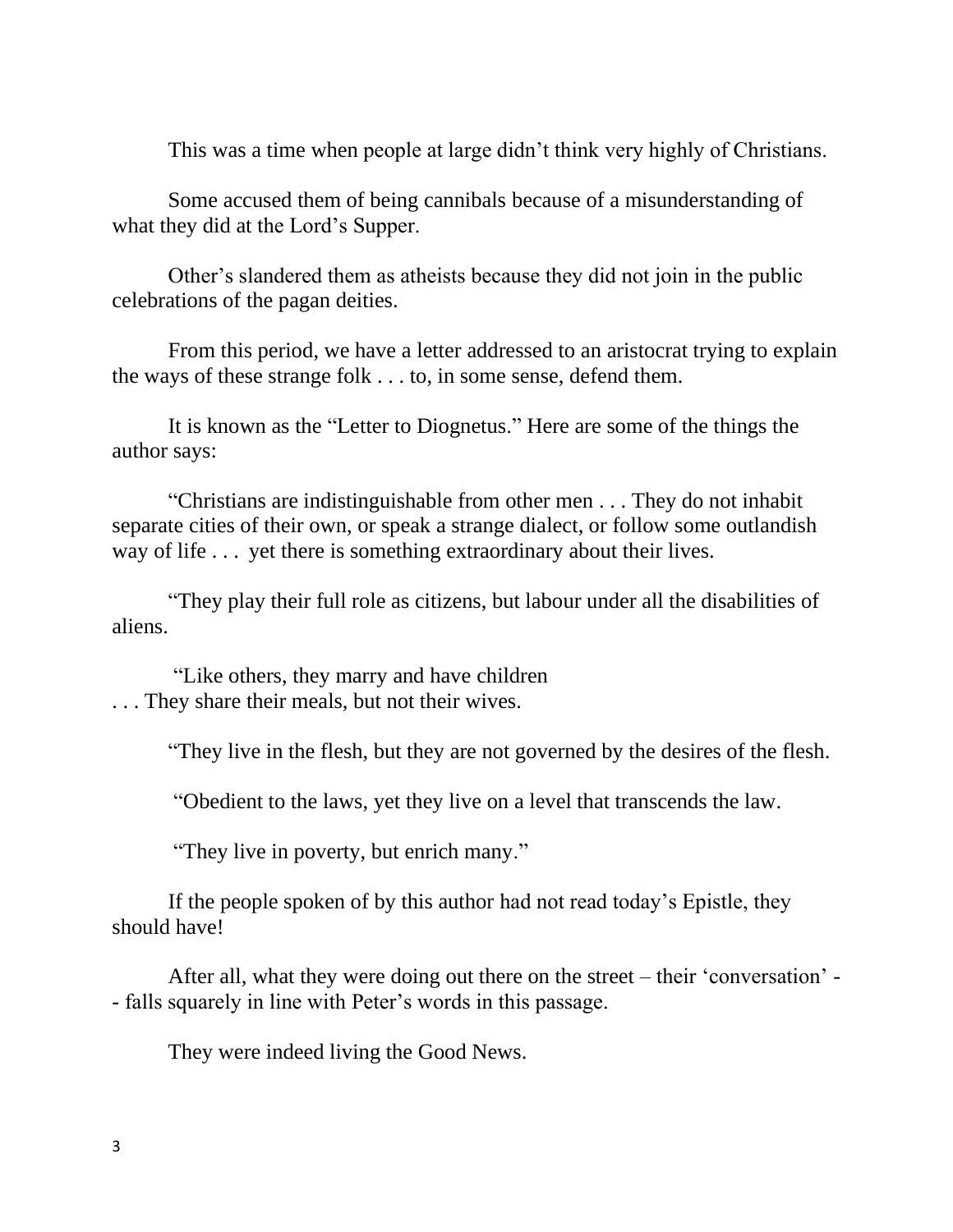This was a time when people at large didn't think very highly of Christians.

Some accused them of being cannibals because of a misunderstanding of what they did at the Lord's Supper.

Other's slandered them as atheists because they did not join in the public celebrations of the pagan deities.

From this period, we have a letter addressed to an aristocrat trying to explain the ways of these strange folk . . . to, in some sense, defend them.

It is known as the "Letter to Diognetus." Here are some of the things the author says:

"Christians are indistinguishable from other men . . . They do not inhabit separate cities of their own, or speak a strange dialect, or follow some outlandish way of life . . . yet there is something extraordinary about their lives.

"They play their full role as citizens, but labour under all the disabilities of aliens.

"Like others, they marry and have children . . . They share their meals, but not their wives.

"They live in the flesh, but they are not governed by the desires of the flesh.

"Obedient to the laws, yet they live on a level that transcends the law.

"They live in poverty, but enrich many."

If the people spoken of by this author had not read today's Epistle, they should have!

After all, what they were doing out there on the street – their 'conversation' -- falls squarely in line with Peter's words in this passage.

They were indeed living the Good News.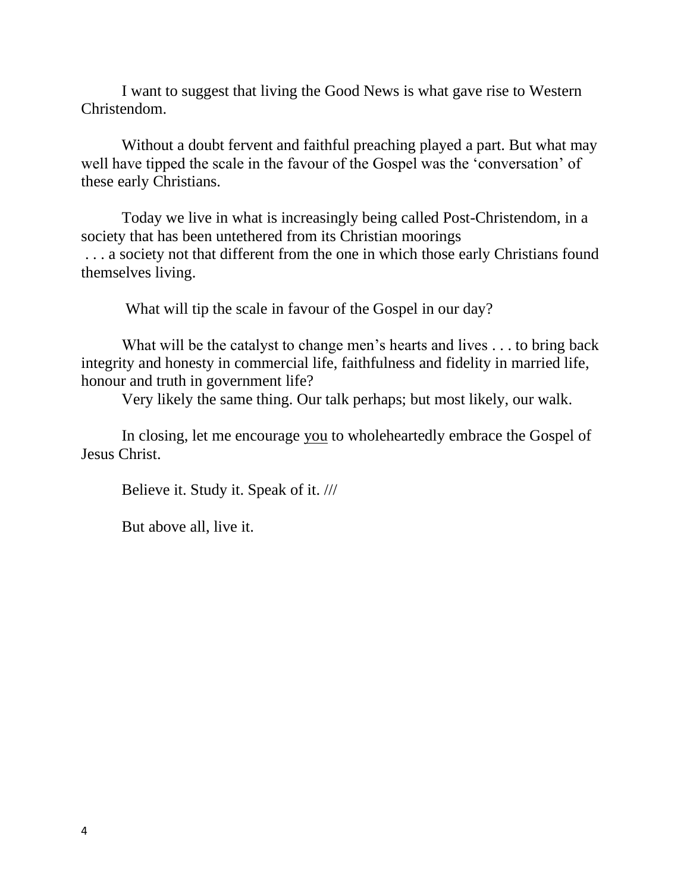I want to suggest that living the Good News is what gave rise to Western Christendom.

Without a doubt fervent and faithful preaching played a part. But what may well have tipped the scale in the favour of the Gospel was the 'conversation' of these early Christians.

Today we live in what is increasingly being called Post-Christendom, in a society that has been untethered from its Christian moorings
. . . a society not that different from the one in which those early Christians found themselves living.

What will tip the scale in favour of the Gospel in our day?

What will be the catalyst to change men's hearts and lives . . . to bring back integrity and honesty in commercial life, faithfulness and fidelity in married life, honour and truth in government life?
Very likely the same thing. Our talk perhaps; but most likely, our walk.

In closing, let me encourage <u>you</u> to wholeheartedly embrace the Gospel of Jesus Christ.

Believe it. Study it. Speak of it. ///

But above all, live it.